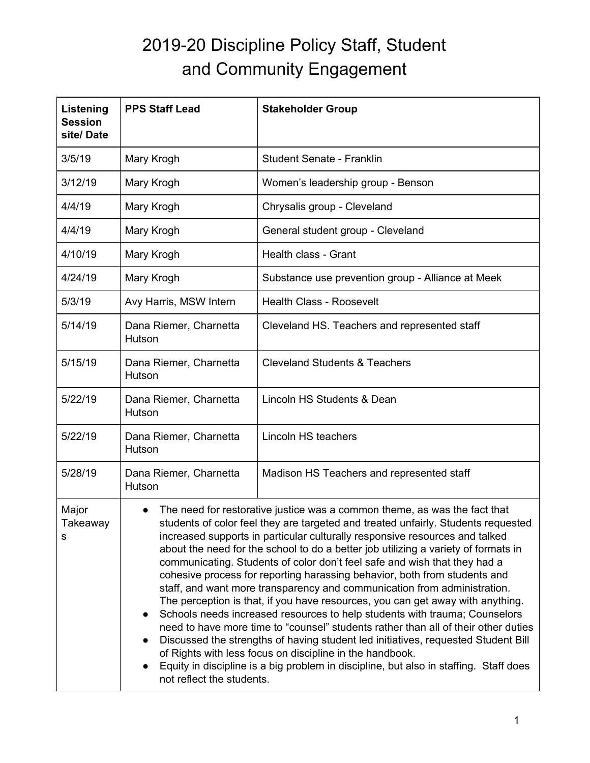# 2019-20 Discipline Policy Staff, Student and Community Engagement

| Listening Session site/ Date | PPS Staff Lead | Stakeholder Group |
|---|---|---|
| 3/5/19 | Mary Krogh | Student Senate - Franklin |
| 3/12/19 | Mary Krogh | Women's leadership group - Benson |
| 4/4/19 | Mary Krogh | Chrysalis group - Cleveland |
| 4/4/19 | Mary Krogh | General student group - Cleveland |
| 4/10/19 | Mary Krogh | Health class - Grant |
| 4/24/19 | Mary Krogh | Substance use prevention group - Alliance at Meek |
| 5/3/19 | Avy Harris, MSW Intern | Health Class - Roosevelt |
| 5/14/19 | Dana Riemer, Charnetta Hutson | Cleveland HS. Teachers and represented staff |
| 5/15/19 | Dana Riemer, Charnetta Hutson | Cleveland Students & Teachers |
| 5/22/19 | Dana Riemer, Charnetta Hutson | Lincoln HS Students & Dean |
| 5/22/19 | Dana Riemer, Charnetta Hutson | Lincoln HS teachers |
| 5/28/19 | Dana Riemer, Charnetta Hutson | Madison HS Teachers and represented staff |
| Major Takeaways | • The need for restorative justice was a common theme, as was the fact that students of color feel they are targeted and treated unfairly. Students requested increased supports in particular culturally responsive resources and talked about the need for the school to do a better job utilizing a variety of formats in communicating. Students of color don't feel safe and wish that they had a cohesive process for reporting harassing behavior, both from students and staff, and want more transparency and communication from administration. The perception is that, if you have resources, you can get away with anything.<br>• Schools needs increased resources to help students with trauma; Counselors need to have more time to "counsel" students rather than all of their other duties<br>• Discussed the strengths of having student led initiatives, requested Student Bill of Rights with less focus on discipline in the handbook.<br>• Equity in discipline is a big problem in discipline, but also in staffing. Staff does not reflect the students. | |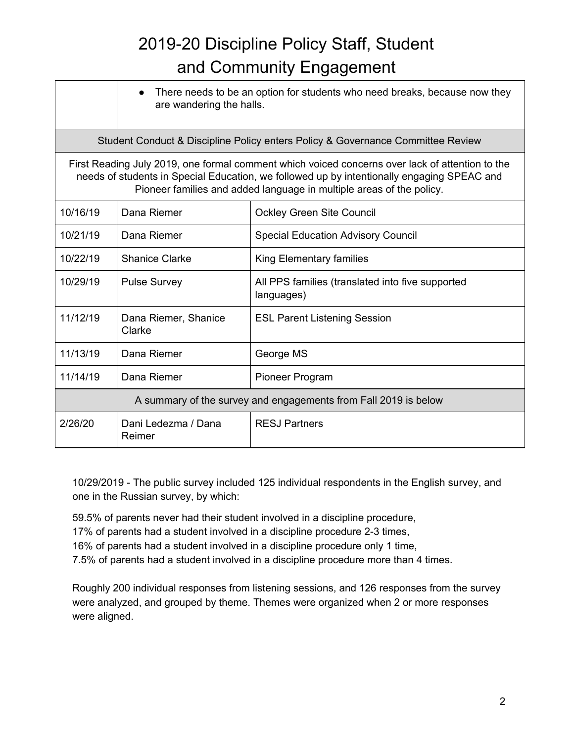# 2019-20 Discipline Policy Staff, Student and Community Engagement

| | | |
|---|---|---|
| | • There needs to be an option for students who need breaks, because now they are wandering the halls. | |
| Student Conduct & Discipline Policy enters Policy & Governance Committee Review | | |
| First Reading July 2019, one formal comment which voiced concerns over lack of attention to the needs of students in Special Education, we followed up by intentionally engaging SPEAC and Pioneer families and added language in multiple areas of the policy. | | |
| 10/16/19 | Dana Riemer | Ockley Green Site Council |
| 10/21/19 | Dana Riemer | Special Education Advisory Council |
| 10/22/19 | Shanice Clarke | King Elementary families |
| 10/29/19 | Pulse Survey | All PPS families (translated into five supported languages) |
| 11/12/19 | Dana Riemer, Shanice Clarke | ESL Parent Listening Session |
| 11/13/19 | Dana Riemer | George MS |
| 11/14/19 | Dana Riemer | Pioneer Program |
| A summary of the survey and engagements from Fall 2019 is below | | |
| 2/26/20 | Dani Ledezma / Dana Reimer | RESJ Partners |

10/29/2019 - The public survey included 125 individual respondents in the English survey, and one in the Russian survey, by which:

59.5% of parents never had their student involved in a discipline procedure,
17% of parents had a student involved in a discipline procedure 2-3 times,
16% of parents had a student involved in a discipline procedure only 1 time,
7.5% of parents had a student involved in a discipline procedure more than 4 times.

Roughly 200 individual responses from listening sessions, and 126 responses from the survey were analyzed, and grouped by theme. Themes were organized when 2 or more responses were aligned.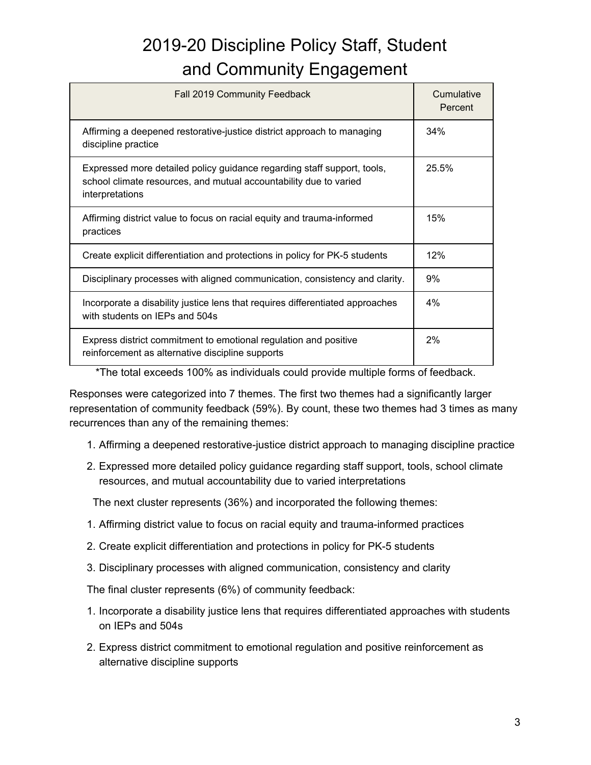# 2019-20 Discipline Policy Staff, Student and Community Engagement

| Fall 2019 Community Feedback | Cumulative Percent |
|---|---|
| Affirming a deepened restorative-justice district approach to managing discipline practice | 34% |
| Expressed more detailed policy guidance regarding staff support, tools, school climate resources, and mutual accountability due to varied interpretations | 25.5% |
| Affirming district value to focus on racial equity and trauma-informed practices | 15% |
| Create explicit differentiation and protections in policy for PK-5 students | 12% |
| Disciplinary processes with aligned communication, consistency and clarity. | 9% |
| Incorporate a disability justice lens that requires differentiated approaches with students on IEPs and 504s | 4% |
| Express district commitment to emotional regulation and positive reinforcement as alternative discipline supports | 2% |

*The total exceeds 100% as individuals could provide multiple forms of feedback.

Responses were categorized into 7 themes. The first two themes had a significantly larger representation of community feedback (59%). By count, these two themes had 3 times as many recurrences than any of the remaining themes:

1. Affirming a deepened restorative-justice district approach to managing discipline practice
2. Expressed more detailed policy guidance regarding staff support, tools, school climate resources, and mutual accountability due to varied interpretations

The next cluster represents (36%) and incorporated the following themes:

1. Affirming district value to focus on racial equity and trauma-informed practices
2. Create explicit differentiation and protections in policy for PK-5 students
3. Disciplinary processes with aligned communication, consistency and clarity

The final cluster represents (6%) of community feedback:

1. Incorporate a disability justice lens that requires differentiated approaches with students on IEPs and 504s
2. Express district commitment to emotional regulation and positive reinforcement as alternative discipline supports